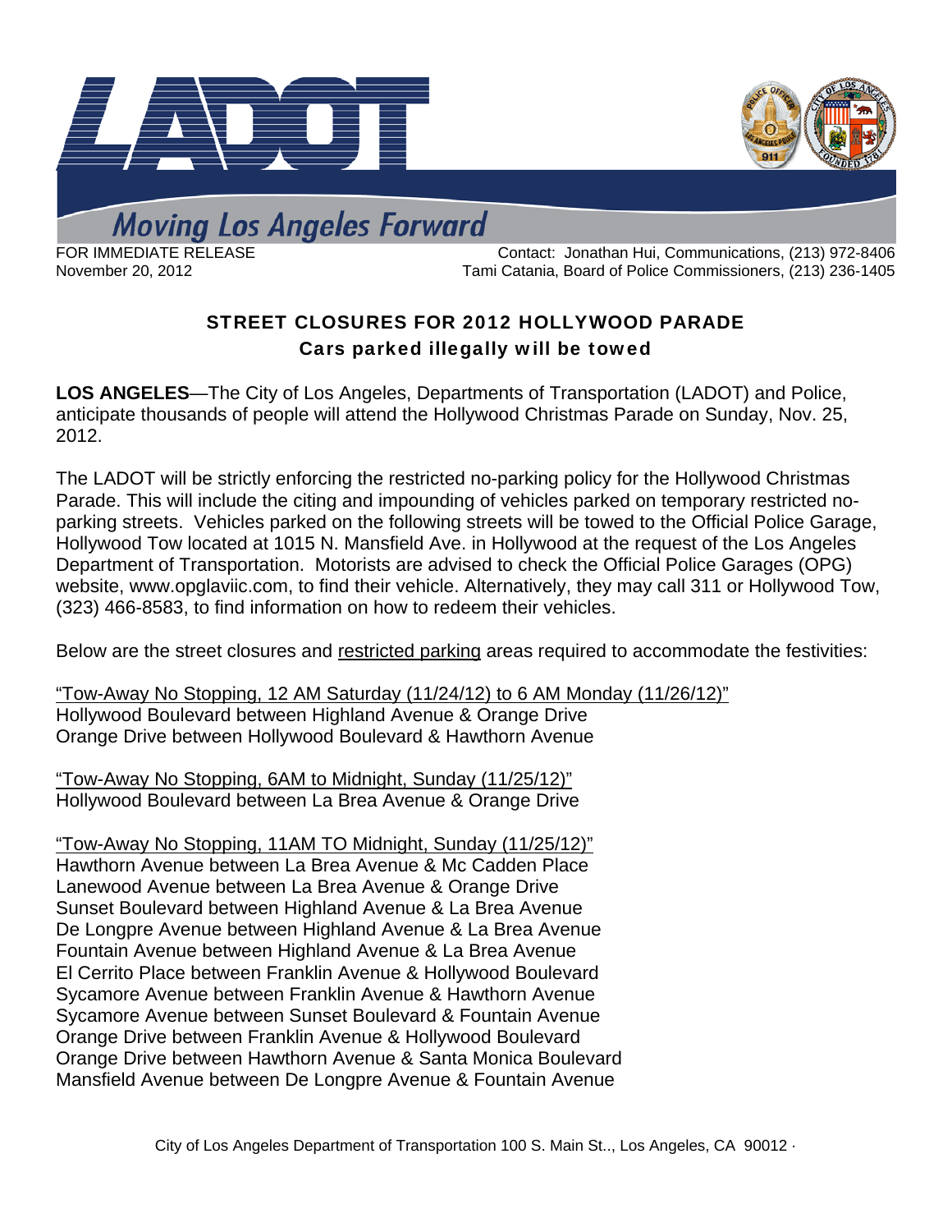Moving Los Angeles Forward

FOR IMMEDIATE RELEASE
November 20, 2012

Contact: Jonathan Hui, Communications, (213) 972-8406
Tami Catania, Board of Police Commissioners, (213) 236-1405

## STREET CLOSURES FOR 2012 HOLLYWOOD PARADE

### Cars parked illegally will be towed

**LOS ANGELES**—The City of Los Angeles, Departments of Transportation (LADOT) and Police, anticipate thousands of people will attend the Hollywood Christmas Parade on Sunday, Nov. 25, 2012.

The LADOT will be strictly enforcing the restricted no-parking policy for the Hollywood Christmas Parade. This will include the citing and impounding of vehicles parked on temporary restricted no-parking streets. Vehicles parked on the following streets will be towed to the Official Police Garage, Hollywood Tow located at 1015 N. Mansfield Ave. in Hollywood at the request of the Los Angeles Department of Transportation. Motorists are advised to check the Official Police Garages (OPG) website, www.opglaviic.com, to find their vehicle. Alternatively, they may call 311 or Hollywood Tow, (323) 466-8583, to find information on how to redeem their vehicles.

Below are the street closures and restricted parking areas required to accommodate the festivities:

"Tow-Away No Stopping, 12 AM Saturday (11/24/12) to 6 AM Monday (11/26/12)"
Hollywood Boulevard between Highland Avenue & Orange Drive
Orange Drive between Hollywood Boulevard & Hawthorn Avenue

"Tow-Away No Stopping, 6AM to Midnight, Sunday (11/25/12)"
Hollywood Boulevard between La Brea Avenue & Orange Drive

"Tow-Away No Stopping, 11AM TO Midnight, Sunday (11/25/12)"
Hawthorn Avenue between La Brea Avenue & Mc Cadden Place
Lanewood Avenue between La Brea Avenue & Orange Drive
Sunset Boulevard between Highland Avenue & La Brea Avenue
De Longpre Avenue between Highland Avenue & La Brea Avenue
Fountain Avenue between Highland Avenue & La Brea Avenue
El Cerrito Place between Franklin Avenue & Hollywood Boulevard
Sycamore Avenue between Franklin Avenue & Hawthorn Avenue
Sycamore Avenue between Sunset Boulevard & Fountain Avenue
Orange Drive between Franklin Avenue & Hollywood Boulevard
Orange Drive between Hawthorn Avenue & Santa Monica Boulevard
Mansfield Avenue between De Longpre Avenue & Fountain Avenue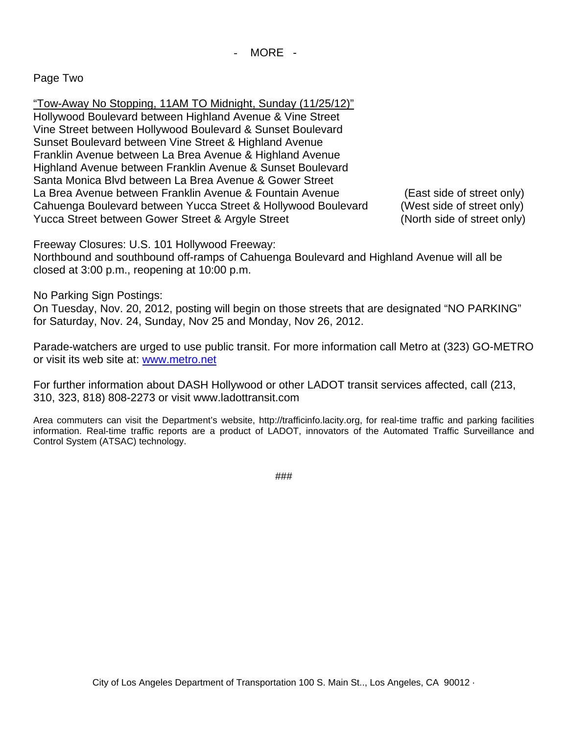- MORE -

Page Two

"Tow-Away No Stopping, 11AM TO Midnight, Sunday (11/25/12)"

Hollywood Boulevard between Highland Avenue & Vine Street
Vine Street between Hollywood Boulevard & Sunset Boulevard
Sunset Boulevard between Vine Street & Highland Avenue
Franklin Avenue between La Brea Avenue & Highland Avenue
Highland Avenue between Franklin Avenue & Sunset Boulevard
Santa Monica Blvd between La Brea Avenue & Gower Street
La Brea Avenue between Franklin Avenue & Fountain Avenue (East side of street only)
Cahuenga Boulevard between Yucca Street & Hollywood Boulevard (West side of street only)
Yucca Street between Gower Street & Argyle Street (North side of street only)

Freeway Closures: U.S. 101 Hollywood Freeway:
Northbound and southbound off-ramps of Cahuenga Boulevard and Highland Avenue will all be closed at 3:00 p.m., reopening at 10:00 p.m.

No Parking Sign Postings:
On Tuesday, Nov. 20, 2012, posting will begin on those streets that are designated "NO PARKING" for Saturday, Nov. 24, Sunday, Nov 25 and Monday, Nov 26, 2012.

Parade-watchers are urged to use public transit. For more information call Metro at (323) GO-METRO or visit its web site at: www.metro.net

For further information about DASH Hollywood or other LADOT transit services affected, call (213, 310, 323, 818) 808-2273 or visit www.ladottransit.com

Area commuters can visit the Department's website, http://trafficinfo.lacity.org, for real-time traffic and parking facilities information. Real-time traffic reports are a product of LADOT, innovators of the Automated Traffic Surveillance and Control System (ATSAC) technology.

###

City of Los Angeles Department of Transportation 100 S. Main St.., Los Angeles, CA 90012 ·